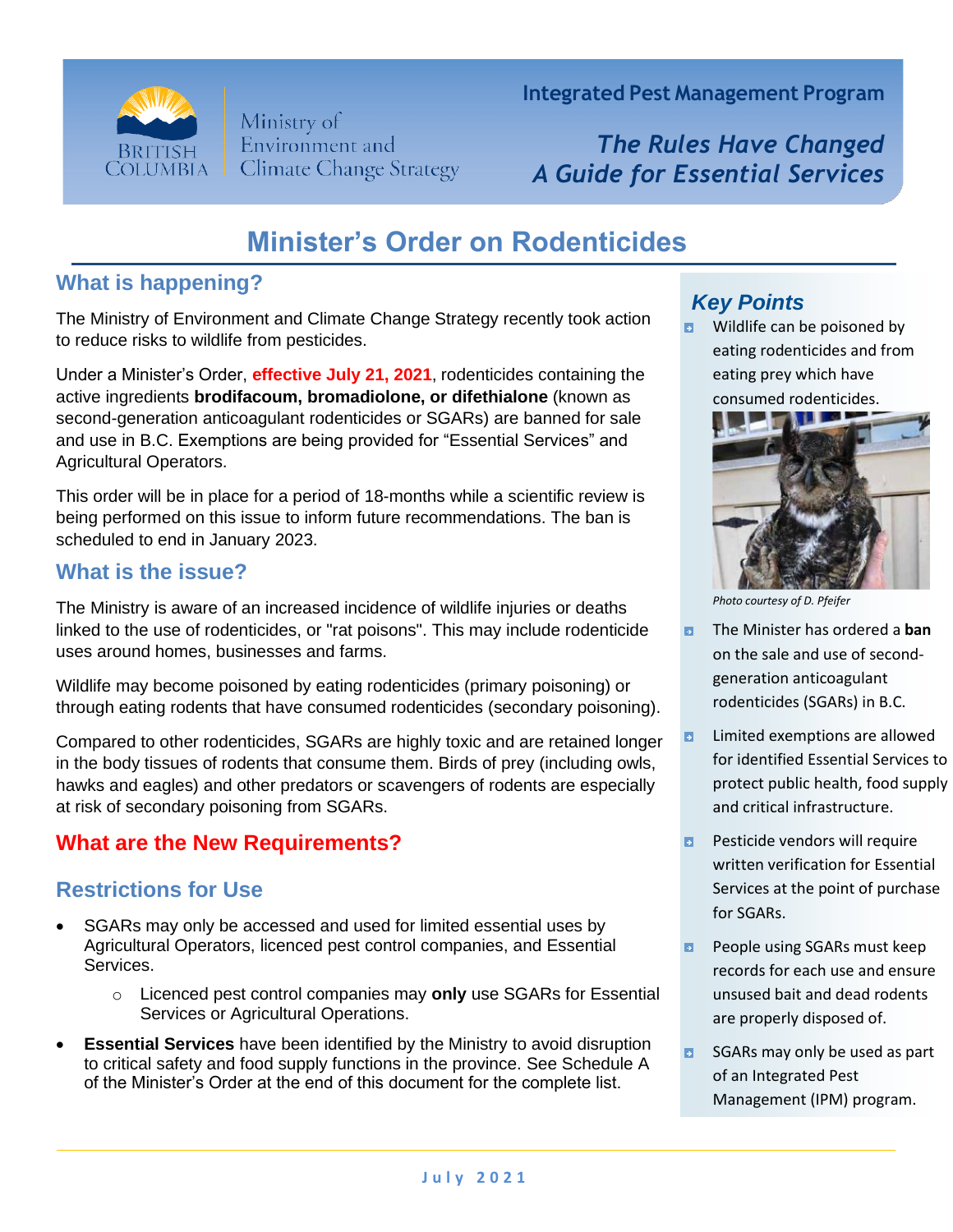Integrated Pest Management Program

*The Rules Have Changed*
*A Guide for Essential Services*

# Minister's Order on Rodenticides

## What is happening?

The Ministry of Environment and Climate Change Strategy recently took action to reduce risks to wildlife from pesticides.

Under a Minister's Order, **effective July 21, 2021**, rodenticides containing the active ingredients **brodifacoum, bromadiolone, or difethialone** (known as second-generation anticoagulant rodenticides or SGARs) are banned for sale and use in B.C. Exemptions are being provided for "Essential Services" and Agricultural Operators.

This order will be in place for a period of 18-months while a scientific review is being performed on this issue to inform future recommendations. The ban is scheduled to end in January 2023.

## What is the issue?

The Ministry is aware of an increased incidence of wildlife injuries or deaths linked to the use of rodenticides, or "rat poisons". This may include rodenticide uses around homes, businesses and farms.

Wildlife may become poisoned by eating rodenticides (primary poisoning) or through eating rodents that have consumed rodenticides (secondary poisoning).

Compared to other rodenticides, SGARs are highly toxic and are retained longer in the body tissues of rodents that consume them. Birds of prey (including owls, hawks and eagles) and other predators or scavengers of rodents are especially at risk of secondary poisoning from SGARs.

## What are the New Requirements?

### Restrictions for Use

- SGARs may only be accessed and used for limited essential uses by Agricultural Operators, licenced pest control companies, and Essential Services.
  - Licenced pest control companies may **only** use SGARs for Essential Services or Agricultural Operations.
- **Essential Services** have been identified by the Ministry to avoid disruption to critical safety and food supply functions in the province. See Schedule A of the Minister's Order at the end of this document for the complete list.

### *Key Points*

- Wildlife can be poisoned by eating rodenticides and from eating prey which have consumed rodenticides.

*Photo courtesy of D. Pfeifer*

- The Minister has ordered a **ban** on the sale and use of second-generation anticoagulant rodenticides (SGARs) in B.C.
- Limited exemptions are allowed for identified Essential Services to protect public health, food supply and critical infrastructure.
- Pesticide vendors will require written verification for Essential Services at the point of purchase for SGARs.
- People using SGARs must keep records for each use and ensure unused bait and dead rodents are properly disposed of.
- SGARs may only be used as part of an Integrated Pest Management (IPM) program.

July 2021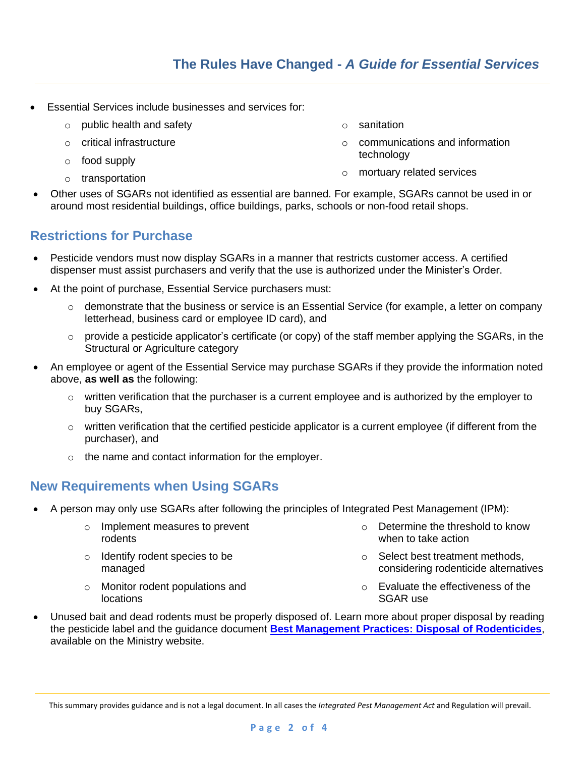- Essential Services include businesses and services for:
    - public health and safety
    - critical infrastructure
    - food supply
    - transportation
    - sanitation
    - communications and information technology
    - mortuary related services
- Other uses of SGARs not identified as essential are banned. For example, SGARs cannot be used in or around most residential buildings, office buildings, parks, schools or non-food retail shops.

## Restrictions for Purchase

- Pesticide vendors must now display SGARs in a manner that restricts customer access. A certified dispenser must assist purchasers and verify that the use is authorized under the Minister's Order.
- At the point of purchase, Essential Service purchasers must:
    - demonstrate that the business or service is an Essential Service (for example, a letter on company letterhead, business card or employee ID card), and
    - provide a pesticide applicator's certificate (or copy) of the staff member applying the SGARs, in the Structural or Agriculture category
- An employee or agent of the Essential Service may purchase SGARs if they provide the information noted above, **as well as** the following:
    - written verification that the purchaser is a current employee and is authorized by the employer to buy SGARs,
    - written verification that the certified pesticide applicator is a current employee (if different from the purchaser), and
    - the name and contact information for the employer.

## New Requirements when Using SGARs

- A person may only use SGARs after following the principles of Integrated Pest Management (IPM):
    - Implement measures to prevent rodents
    - Identify rodent species to be managed
    - Monitor rodent populations and locations
    - Determine the threshold to know when to take action
    - Select best treatment methods, considering rodenticide alternatives
    - Evaluate the effectiveness of the SGAR use
- Unused bait and dead rodents must be properly disposed of. Learn more about proper disposal by reading the pesticide label and the guidance document **Best Management Practices: Disposal of Rodenticides**, available on the Ministry website.

This summary provides guidance and is not a legal document. In all cases the *Integrated Pest Management Act* and Regulation will prevail.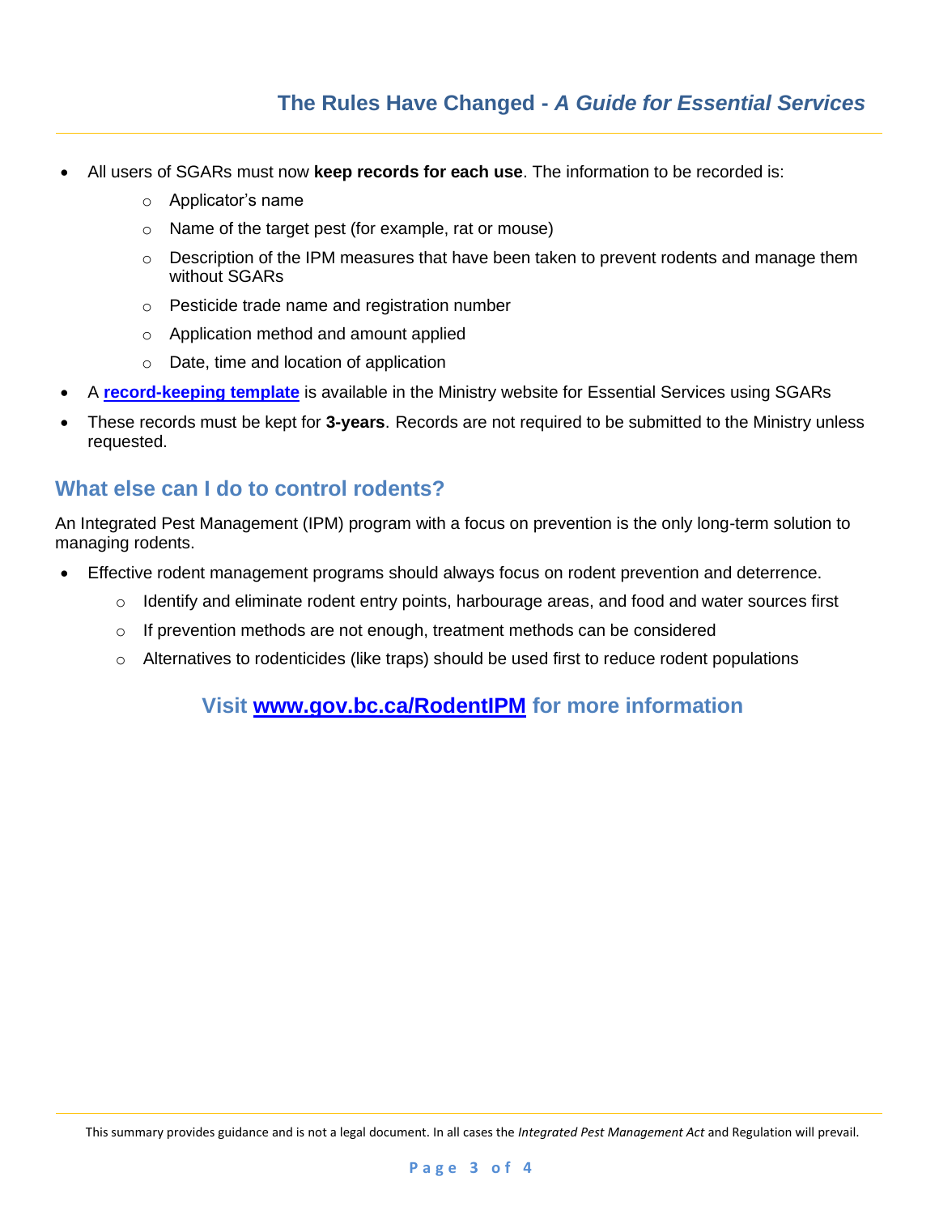- All users of SGARs must now **keep records for each use**. The information to be recorded is:
    - Applicator's name
    - Name of the target pest (for example, rat or mouse)
    - Description of the IPM measures that have been taken to prevent rodents and manage them without SGARs
    - Pesticide trade name and registration number
    - Application method and amount applied
    - Date, time and location of application
- A **record-keeping template** is available in the Ministry website for Essential Services using SGARs
- These records must be kept for **3-years**. Records are not required to be submitted to the Ministry unless requested.

## What else can I do to control rodents?

An Integrated Pest Management (IPM) program with a focus on prevention is the only long-term solution to managing rodents.

- Effective rodent management programs should always focus on rodent prevention and deterrence.
    - Identify and eliminate rodent entry points, harbourage areas, and food and water sources first
    - If prevention methods are not enough, treatment methods can be considered
    - Alternatives to rodenticides (like traps) should be used first to reduce rodent populations

### Visit www.gov.bc.ca/RodentIPM for more information

This summary provides guidance and is not a legal document. In all cases the *Integrated Pest Management Act* and Regulation will prevail.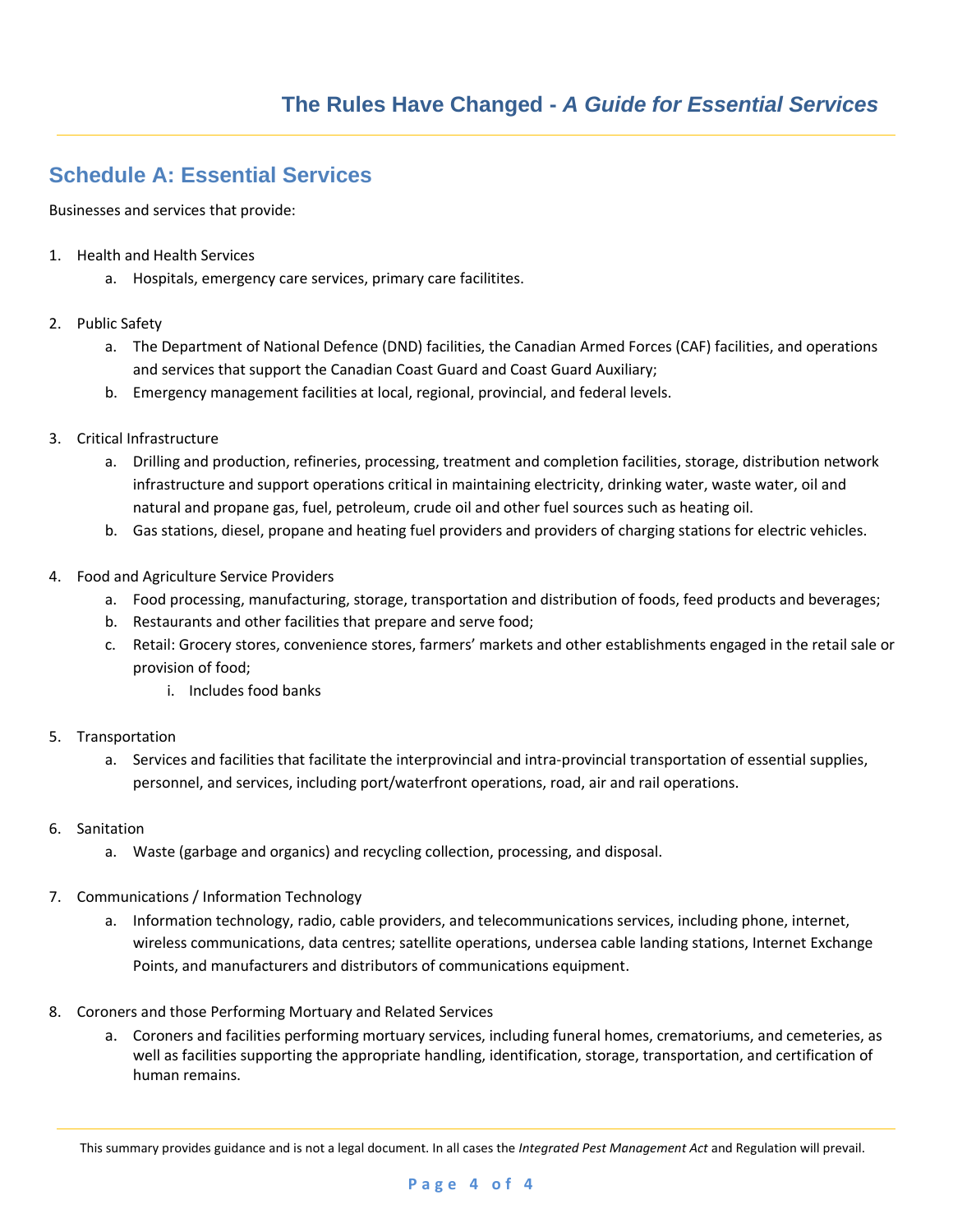## Schedule A: Essential Services

Businesses and services that provide:

1. Health and Health Services
    a. Hospitals, emergency care services, primary care facilitites.

2. Public Safety
    a. The Department of National Defence (DND) facilities, the Canadian Armed Forces (CAF) facilities, and operations and services that support the Canadian Coast Guard and Coast Guard Auxiliary;
    b. Emergency management facilities at local, regional, provincial, and federal levels.

3. Critical Infrastructure
    a. Drilling and production, refineries, processing, treatment and completion facilities, storage, distribution network infrastructure and support operations critical in maintaining electricity, drinking water, waste water, oil and natural and propane gas, fuel, petroleum, crude oil and other fuel sources such as heating oil.
    b. Gas stations, diesel, propane and heating fuel providers and providers of charging stations for electric vehicles.

4. Food and Agriculture Service Providers
    a. Food processing, manufacturing, storage, transportation and distribution of foods, feed products and beverages;
    b. Restaurants and other facilities that prepare and serve food;
    c. Retail: Grocery stores, convenience stores, farmers' markets and other establishments engaged in the retail sale or provision of food;
        i. Includes food banks

5. Transportation
    a. Services and facilities that facilitate the interprovincial and intra-provincial transportation of essential supplies, personnel, and services, including port/waterfront operations, road, air and rail operations.

6. Sanitation
    a. Waste (garbage and organics) and recycling collection, processing, and disposal.

7. Communications / Information Technology
    a. Information technology, radio, cable providers, and telecommunications services, including phone, internet, wireless communications, data centres; satellite operations, undersea cable landing stations, Internet Exchange Points, and manufacturers and distributors of communications equipment.

8. Coroners and those Performing Mortuary and Related Services
    a. Coroners and facilities performing mortuary services, including funeral homes, crematoriums, and cemeteries, as well as facilities supporting the appropriate handling, identification, storage, transportation, and certification of human remains.

This summary provides guidance and is not a legal document. In all cases the *Integrated Pest Management Act* and Regulation will prevail.